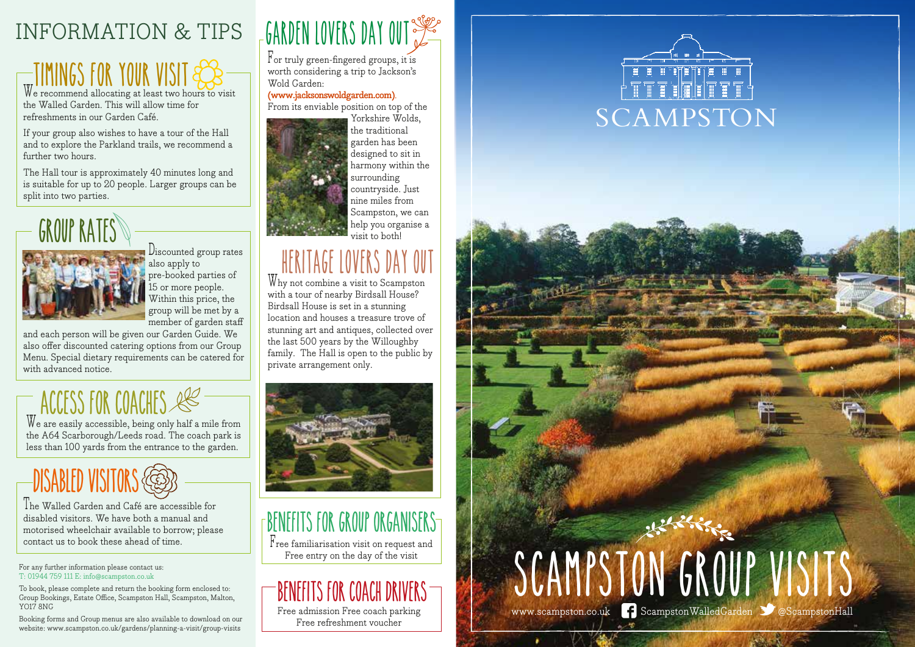# INFORMATION & TIPS

## TIMINGS FOR YOUR VISIT

We recommend allocating at least two hours to visit the Walled Garden. This will allow time for refreshments in our Garden Café.

If your group also wishes to have a tour of the Hall and to explore the Parkland trails, we recommend a further two hours.

The Hall tour is approximately 40 minutes long and is suitable for up to 20 people. Larger groups can be split into two parties.

## GROUP RATES

Discounted group rates also apply to pre-booked parties of 15 or more people. Within this price, the group will be met by a member of garden staff and each person will be given our Garden Guide. We also offer discounted catering options from our Group Menu. Special dietary requirements can be catered for with advanced notice.

## ACCESS FOR COACHES

We are easily accessible, being only half a mile from the A64 Scarborough/Leeds road. The coach park is less than 100 yards from the entrance to the garden.

## DISABLED VISITORS

The Walled Garden and Café are accessible for disabled visitors. We have both a manual and motorised wheelchair available to borrow; please contact us to book these ahead of time.

For any further information please contact us:
T: 01944 759 111 E: info@scampston.co.uk

To book, please complete and return the booking form enclosed to: Group Bookings, Estate Office, Scampston Hall, Scampston, Malton, YO17 8NG

Booking forms and Group menus are also available to download on our website: www.scampston.co.uk/gardens/planning-a-visit/group-visits

## GARDEN LOVERS DAY OUT

For truly green-fingered groups, it is worth considering a trip to Jackson's Wold Garden:
**(www.jacksonswoldgarden.com)**.
From its enviable position on top of the Yorkshire Wolds, the traditional garden has been designed to sit in harmony within the surrounding countryside. Just nine miles from Scampston, we can help you organise a visit to both!

## HERITAGE LOVERS DAY OUT

Why not combine a visit to Scampston with a tour of nearby Birdsall House? Birdsall House is set in a stunning location and houses a treasure trove of stunning art and antiques, collected over the last 500 years by the Willoughby family. The Hall is open to the public by private arrangement only.

## BENEFITS FOR GROUP ORGANISERS

Free familiarisation visit on request and
Free entry on the day of the visit

## BENEFITS FOR COACH DRIVERS

Free admission Free coach parking
Free refreshment voucher

SCAMPSTON

# SCAMPSTON GROUP VISITS

www.scampston.co.uk ScampstonWalledGarden @ScampstonHall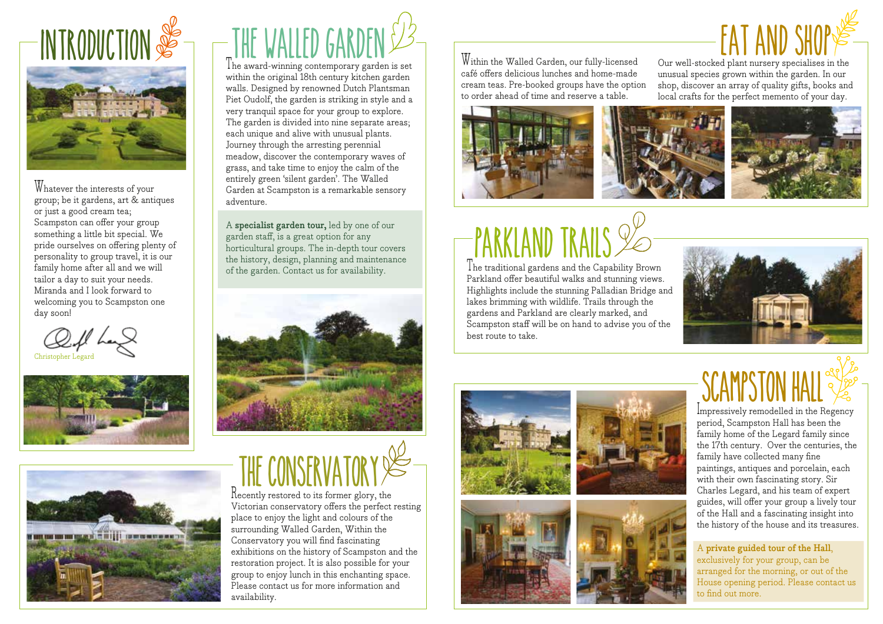# INTRODUCTION

Whatever the interests of your group; be it gardens, art & antiques or just a good cream tea; Scampston can offer your group something a little bit special. We pride ourselves on offering plenty of personality to group travel, it is our family home after all and we will tailor a day to suit your needs. Miranda and I look forward to welcoming you to Scampston one day soon!

Christopher Legard

# THE WALLED GARDEN

The award-winning contemporary garden is set within the original 18th century kitchen garden walls. Designed by renowned Dutch Plantsman Piet Oudolf, the garden is striking in style and a very tranquil space for your group to explore. The garden is divided into nine separate areas; each unique and alive with unusual plants. Journey through the arresting perennial meadow, discover the contemporary waves of grass, and take time to enjoy the calm of the entirely green 'silent garden'. The Walled Garden at Scampston is a remarkable sensory adventure.

A **specialist garden tour,** led by one of our garden staff, is a great option for any horticultural groups. The in-depth tour covers the history, design, planning and maintenance of the garden. Contact us for availability.

# THE CONSERVATORY

Recently restored to its former glory, the Victorian conservatory offers the perfect resting place to enjoy the light and colours of the surrounding Walled Garden, Within the Conservatory you will find fascinating exhibitions on the history of Scampston and the restoration project. It is also possible for your group to enjoy lunch in this enchanting space. Please contact us for more information and availability.

# EAT AND SHOP

Within the Walled Garden, our fully-licensed café offers delicious lunches and home-made cream teas. Pre-booked groups have the option to order ahead of time and reserve a table.

Our well-stocked plant nursery specialises in the unusual species grown within the garden. In our shop, discover an array of quality gifts, books and local crafts for the perfect memento of your day.

# PARKLAND TRAILS

The traditional gardens and the Capability Brown Parkland offer beautiful walks and stunning views. Highlights include the stunning Palladian Bridge and lakes brimming with wildlife. Trails through the gardens and Parkland are clearly marked, and Scampston staff will be on hand to advise you of the best route to take.

# SCAMPSTON HALL

Impressively remodelled in the Regency period, Scampston Hall has been the family home of the Legard family since the 17th century. Over the centuries, the family have collected many fine paintings, antiques and porcelain, each with their own fascinating story. Sir Charles Legard, and his team of expert guides, will offer your group a lively tour of the Hall and a fascinating insight into the history of the house and its treasures.

A **private guided tour of the Hall,** exclusively for your group, can be arranged for the morning, or out of the House opening period. Please contact us to find out more.